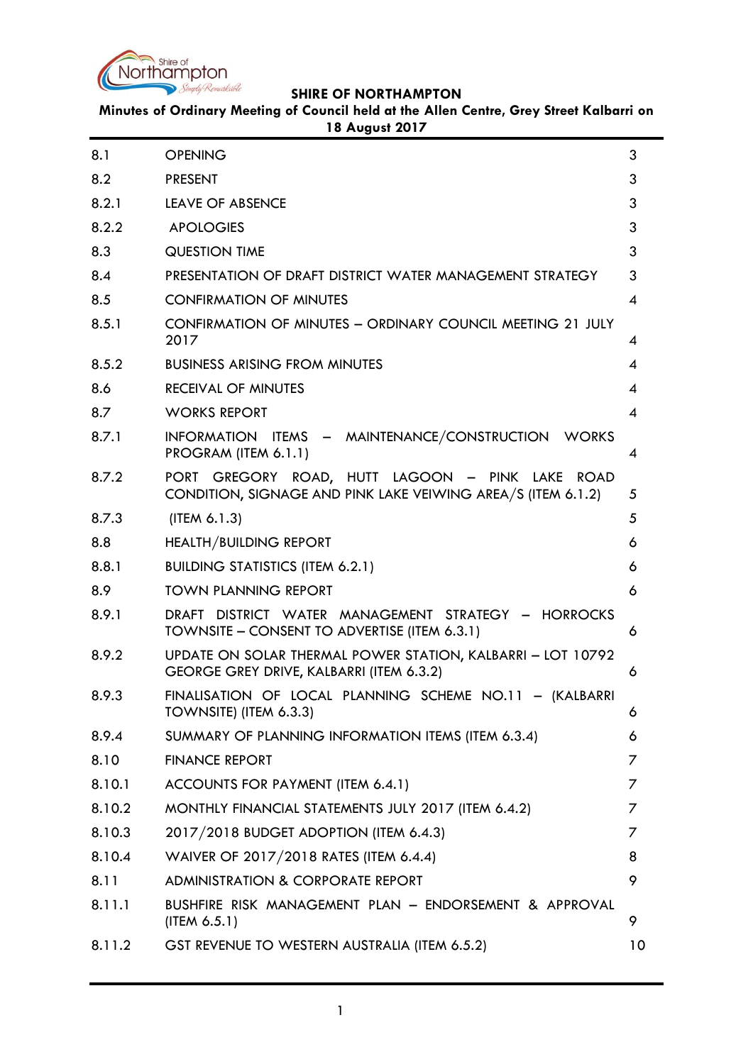# SHIRE OF NORTHAMPTON

**Minutes of Ordinary Meeting of Council held at the Allen Centre, Grey Street Kalbarri on 18 August 2017**

| | | |
|---|---|---|
| 8.1 | OPENING | 3 |
| 8.2 | PRESENT | 3 |
| 8.2.1 | LEAVE OF ABSENCE | 3 |
| 8.2.2 | APOLOGIES | 3 |
| 8.3 | QUESTION TIME | 3 |
| 8.4 | PRESENTATION OF DRAFT DISTRICT WATER MANAGEMENT STRATEGY | 3 |
| 8.5 | CONFIRMATION OF MINUTES | 4 |
| 8.5.1 | CONFIRMATION OF MINUTES – ORDINARY COUNCIL MEETING 21 JULY 2017 | 4 |
| 8.5.2 | BUSINESS ARISING FROM MINUTES | 4 |
| 8.6 | RECEIVAL OF MINUTES | 4 |
| 8.7 | WORKS REPORT | 4 |
| 8.7.1 | INFORMATION ITEMS – MAINTENANCE/CONSTRUCTION WORKS PROGRAM (ITEM 6.1.1) | 4 |
| 8.7.2 | PORT GREGORY ROAD, HUTT LAGOON – PINK LAKE ROAD CONDITION, SIGNAGE AND PINK LAKE VEIWING AREA/S (ITEM 6.1.2) | 5 |
| 8.7.3 | (ITEM 6.1.3) | 5 |
| 8.8 | HEALTH/BUILDING REPORT | 6 |
| 8.8.1 | BUILDING STATISTICS (ITEM 6.2.1) | 6 |
| 8.9 | TOWN PLANNING REPORT | 6 |
| 8.9.1 | DRAFT DISTRICT WATER MANAGEMENT STRATEGY – HORROCKS TOWNSITE – CONSENT TO ADVERTISE (ITEM 6.3.1) | 6 |
| 8.9.2 | UPDATE ON SOLAR THERMAL POWER STATION, KALBARRI – LOT 10792 GEORGE GREY DRIVE, KALBARRI (ITEM 6.3.2) | 6 |
| 8.9.3 | FINALISATION OF LOCAL PLANNING SCHEME NO.11 – (KALBARRI TOWNSITE) (ITEM 6.3.3) | 6 |
| 8.9.4 | SUMMARY OF PLANNING INFORMATION ITEMS (ITEM 6.3.4) | 6 |
| 8.10 | FINANCE REPORT | 7 |
| 8.10.1 | ACCOUNTS FOR PAYMENT (ITEM 6.4.1) | 7 |
| 8.10.2 | MONTHLY FINANCIAL STATEMENTS JULY 2017 (ITEM 6.4.2) | 7 |
| 8.10.3 | 2017/2018 BUDGET ADOPTION (ITEM 6.4.3) | 7 |
| 8.10.4 | WAIVER OF 2017/2018 RATES (ITEM 6.4.4) | 8 |
| 8.11 | ADMINISTRATION & CORPORATE REPORT | 9 |
| 8.11.1 | BUSHFIRE RISK MANAGEMENT PLAN – ENDORSEMENT & APPROVAL (ITEM 6.5.1) | 9 |
| 8.11.2 | GST REVENUE TO WESTERN AUSTRALIA (ITEM 6.5.2) | 10 |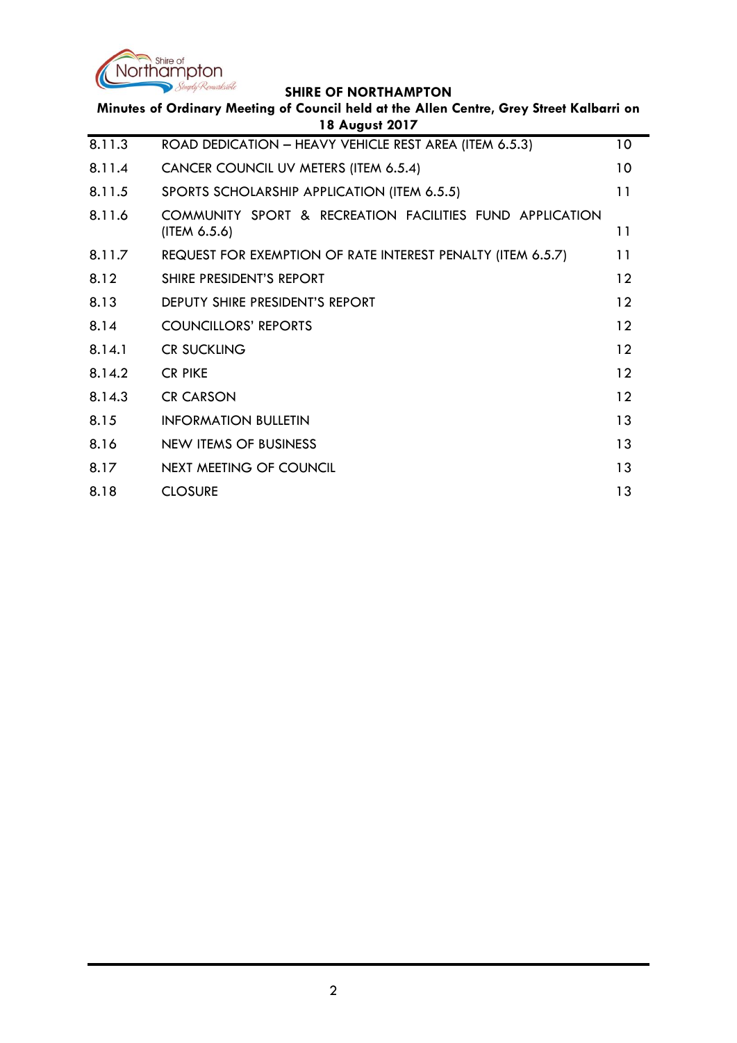| | | |
|---|---|---|
| 8.11.3 | ROAD DEDICATION – HEAVY VEHICLE REST AREA (ITEM 6.5.3) | 10 |
| 8.11.4 | CANCER COUNCIL UV METERS (ITEM 6.5.4) | 10 |
| 8.11.5 | SPORTS SCHOLARSHIP APPLICATION (ITEM 6.5.5) | 11 |
| 8.11.6 | COMMUNITY SPORT & RECREATION FACILITIES FUND APPLICATION (ITEM 6.5.6) | 11 |
| 8.11.7 | REQUEST FOR EXEMPTION OF RATE INTEREST PENALTY (ITEM 6.5.7) | 11 |
| 8.12 | SHIRE PRESIDENT'S REPORT | 12 |
| 8.13 | DEPUTY SHIRE PRESIDENT'S REPORT | 12 |
| 8.14 | COUNCILLORS' REPORTS | 12 |
| 8.14.1 | CR SUCKLING | 12 |
| 8.14.2 | CR PIKE | 12 |
| 8.14.3 | CR CARSON | 12 |
| 8.15 | INFORMATION BULLETIN | 13 |
| 8.16 | NEW ITEMS OF BUSINESS | 13 |
| 8.17 | NEXT MEETING OF COUNCIL | 13 |
| 8.18 | CLOSURE | 13 |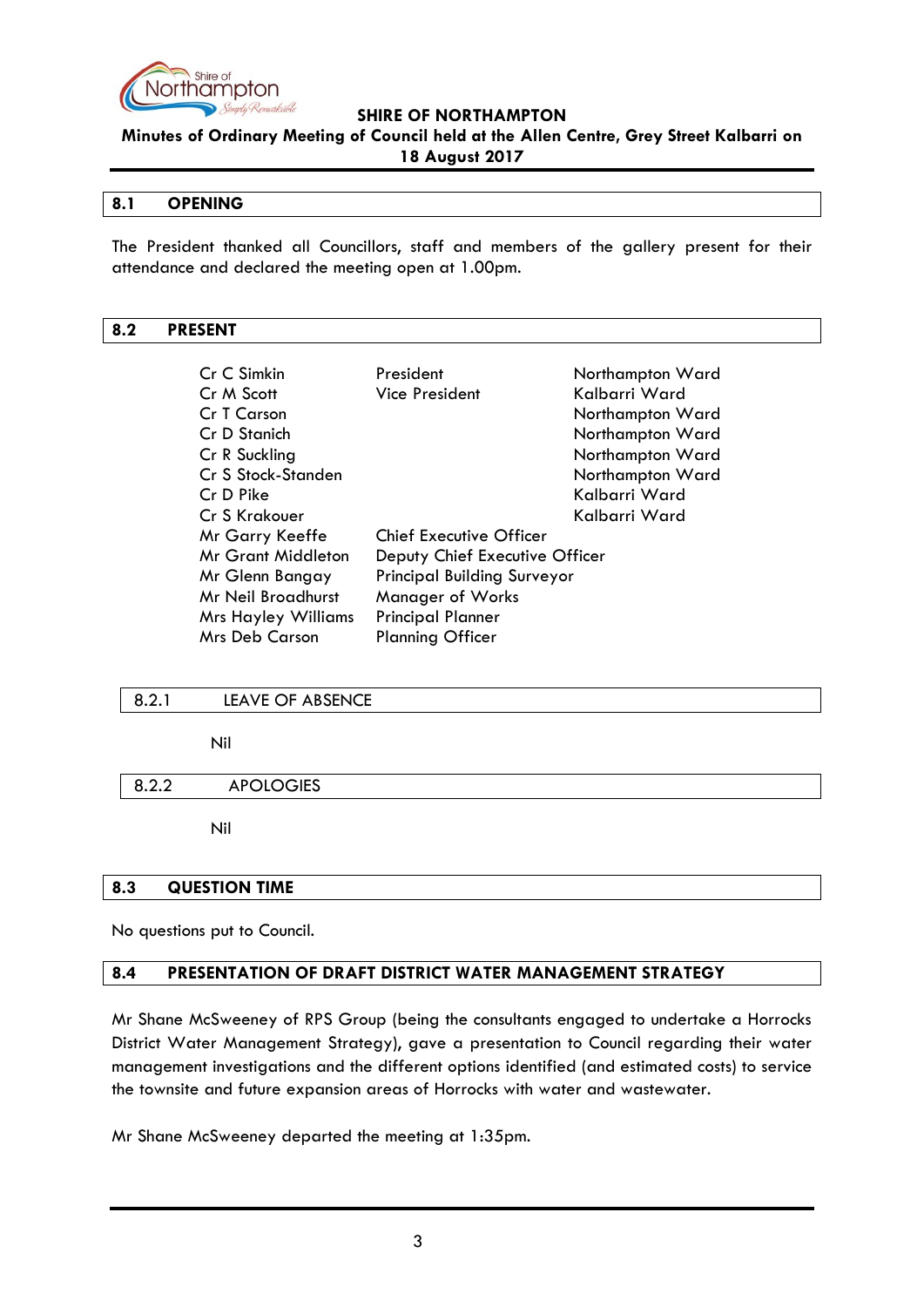**SHIRE OF NORTHAMPTON**

**Minutes of Ordinary Meeting of Council held at the Allen Centre, Grey Street Kalbarri on 18 August 2017**

## 8.1 OPENING

The President thanked all Councillors, staff and members of the gallery present for their attendance and declared the meeting open at 1.00pm.

## 8.2 PRESENT

| | | |
|---|---|---|
| Cr C Simkin | President | Northampton Ward |
| Cr M Scott | Vice President | Kalbarri Ward |
| Cr T Carson | | Northampton Ward |
| Cr D Stanich | | Northampton Ward |
| Cr R Suckling | | Northampton Ward |
| Cr S Stock-Standen | | Northampton Ward |
| Cr D Pike | | Kalbarri Ward |
| Cr S Krakouer | | Kalbarri Ward |
| Mr Garry Keeffe | Chief Executive Officer | |
| Mr Grant Middleton | Deputy Chief Executive Officer | |
| Mr Glenn Bangay | Principal Building Surveyor | |
| Mr Neil Broadhurst | Manager of Works | |
| Mrs Hayley Williams | Principal Planner | |
| Mrs Deb Carson | Planning Officer | |

### 8.2.1 LEAVE OF ABSENCE

Nil

### 8.2.2 APOLOGIES

Nil

## 8.3 QUESTION TIME

No questions put to Council.

## 8.4 PRESENTATION OF DRAFT DISTRICT WATER MANAGEMENT STRATEGY

Mr Shane McSweeney of RPS Group (being the consultants engaged to undertake a Horrocks District Water Management Strategy), gave a presentation to Council regarding their water management investigations and the different options identified (and estimated costs) to service the townsite and future expansion areas of Horrocks with water and wastewater.

Mr Shane McSweeney departed the meeting at 1:35pm.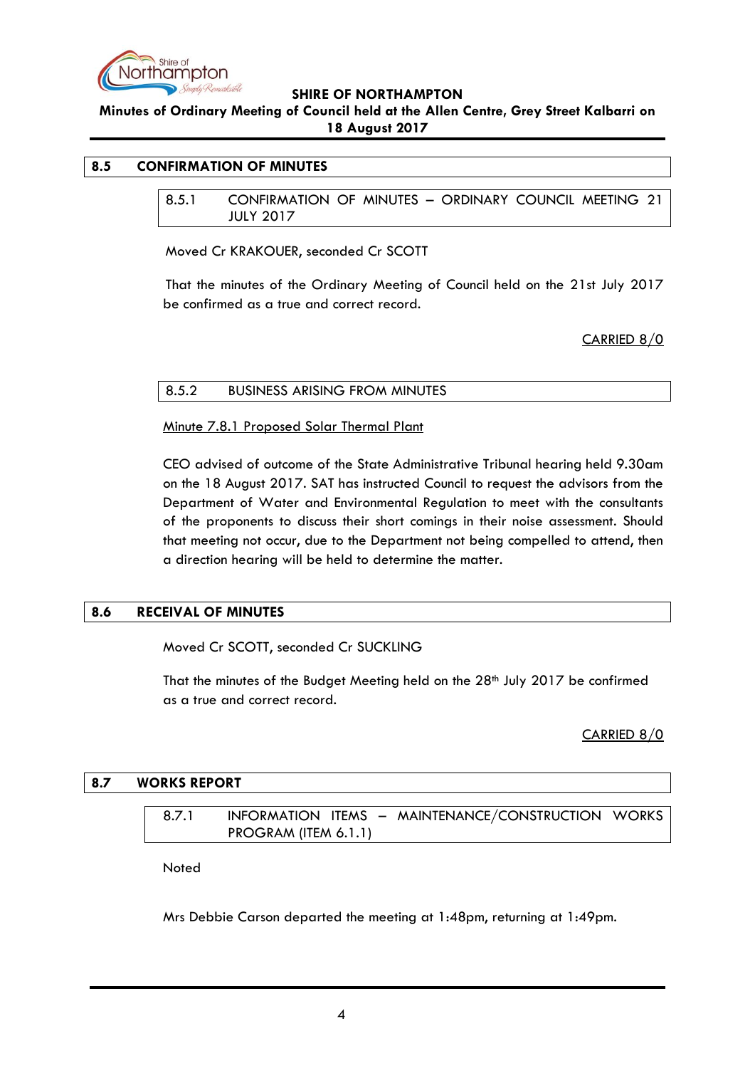## 8.5 CONFIRMATION OF MINUTES

### 8.5.1 CONFIRMATION OF MINUTES – ORDINARY COUNCIL MEETING 21 JULY 2017

Moved Cr KRAKOUER, seconded Cr SCOTT

That the minutes of the Ordinary Meeting of Council held on the 21st July 2017 be confirmed as a true and correct record.

CARRIED 8/0

### 8.5.2 BUSINESS ARISING FROM MINUTES

Minute 7.8.1 Proposed Solar Thermal Plant

CEO advised of outcome of the State Administrative Tribunal hearing held 9.30am on the 18 August 2017. SAT has instructed Council to request the advisors from the Department of Water and Environmental Regulation to meet with the consultants of the proponents to discuss their short comings in their noise assessment. Should that meeting not occur, due to the Department not being compelled to attend, then a direction hearing will be held to determine the matter.

## 8.6 RECEIVAL OF MINUTES

Moved Cr SCOTT, seconded Cr SUCKLING

That the minutes of the Budget Meeting held on the 28th July 2017 be confirmed as a true and correct record.

CARRIED 8/0

## 8.7 WORKS REPORT

### 8.7.1 INFORMATION ITEMS – MAINTENANCE/CONSTRUCTION WORKS PROGRAM (ITEM 6.1.1)

Noted

Mrs Debbie Carson departed the meeting at 1:48pm, returning at 1:49pm.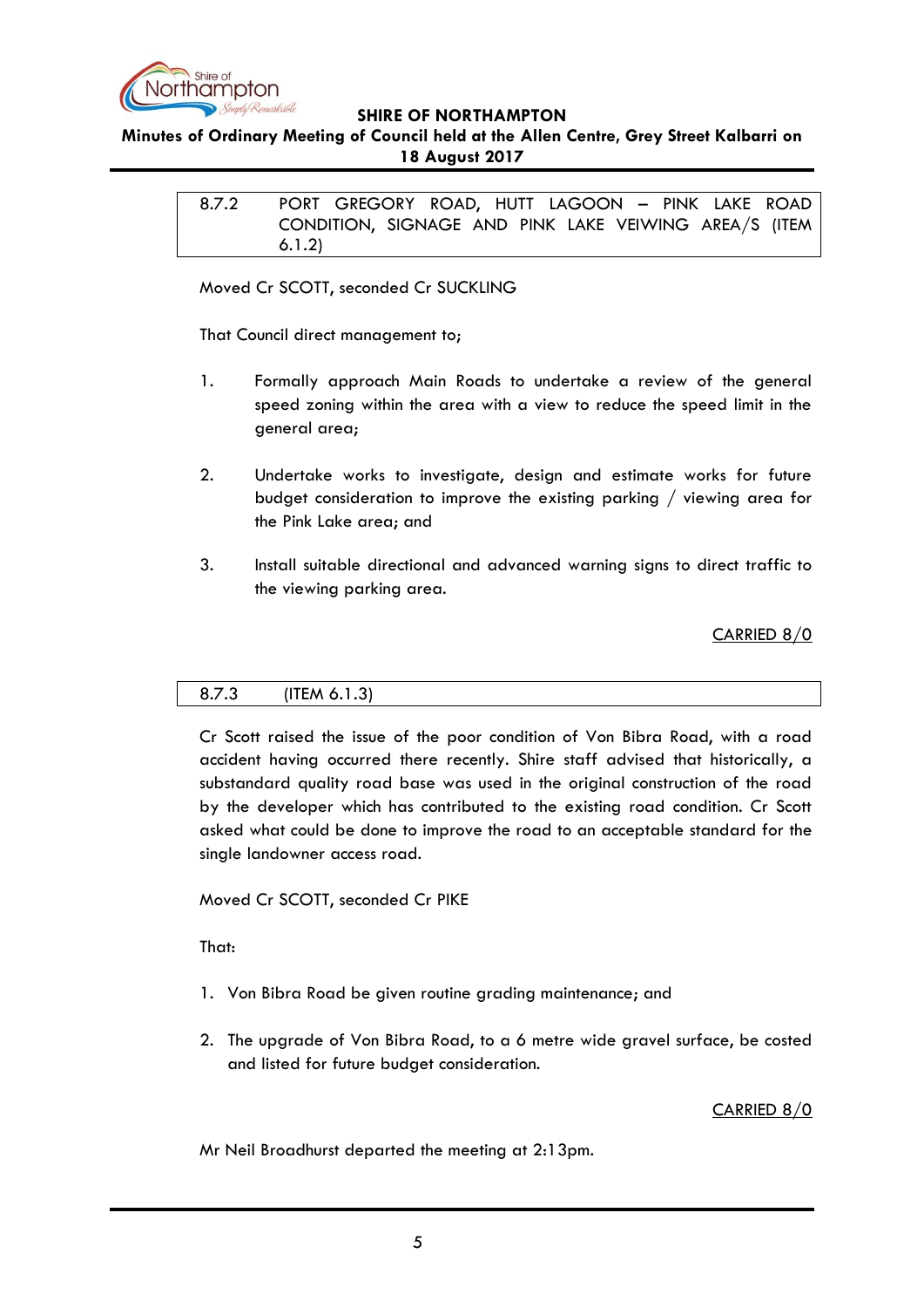### 8.7.2 PORT GREGORY ROAD, HUTT LAGOON – PINK LAKE ROAD CONDITION, SIGNAGE AND PINK LAKE VEIWING AREA/S (ITEM 6.1.2)

Moved Cr SCOTT, seconded Cr SUCKLING

That Council direct management to;

1. Formally approach Main Roads to undertake a review of the general speed zoning within the area with a view to reduce the speed limit in the general area;

2. Undertake works to investigate, design and estimate works for future budget consideration to improve the existing parking / viewing area for the Pink Lake area; and

3. Install suitable directional and advanced warning signs to direct traffic to the viewing parking area.

<u>CARRIED 8/0</u>

### 8.7.3 (ITEM 6.1.3)

Cr Scott raised the issue of the poor condition of Von Bibra Road, with a road accident having occurred there recently. Shire staff advised that historically, a substandard quality road base was used in the original construction of the road by the developer which has contributed to the existing road condition. Cr Scott asked what could be done to improve the road to an acceptable standard for the single landowner access road.

Moved Cr SCOTT, seconded Cr PIKE

That:

1. Von Bibra Road be given routine grading maintenance; and

2. The upgrade of Von Bibra Road, to a 6 metre wide gravel surface, be costed and listed for future budget consideration.

<u>CARRIED 8/0</u>

Mr Neil Broadhurst departed the meeting at 2:13pm.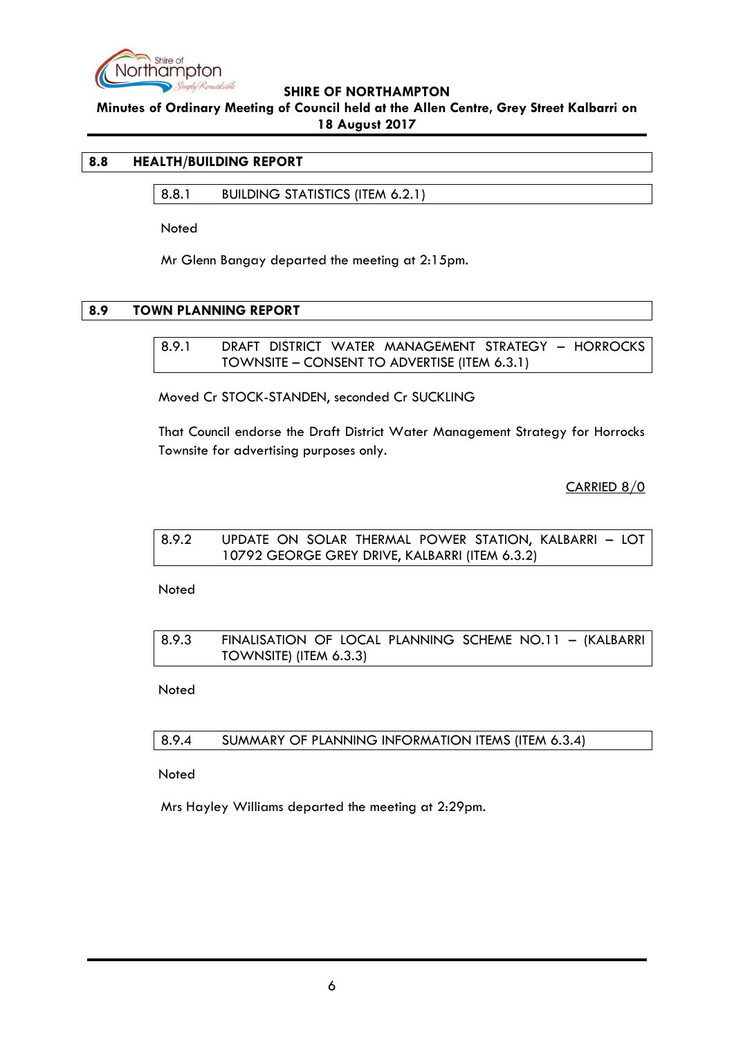## 8.8 HEALTH/BUILDING REPORT

### 8.8.1 BUILDING STATISTICS (ITEM 6.2.1)

Noted

Mr Glenn Bangay departed the meeting at 2:15pm.

## 8.9 TOWN PLANNING REPORT

### 8.9.1 DRAFT DISTRICT WATER MANAGEMENT STRATEGY – HORROCKS TOWNSITE – CONSENT TO ADVERTISE (ITEM 6.3.1)

Moved Cr STOCK-STANDEN, seconded Cr SUCKLING

That Council endorse the Draft District Water Management Strategy for Horrocks Townsite for advertising purposes only.

CARRIED 8/0

### 8.9.2 UPDATE ON SOLAR THERMAL POWER STATION, KALBARRI – LOT 10792 GEORGE GREY DRIVE, KALBARRI (ITEM 6.3.2)

Noted

### 8.9.3 FINALISATION OF LOCAL PLANNING SCHEME NO.11 – (KALBARRI TOWNSITE) (ITEM 6.3.3)

Noted

### 8.9.4 SUMMARY OF PLANNING INFORMATION ITEMS (ITEM 6.3.4)

Noted

Mrs Hayley Williams departed the meeting at 2:29pm.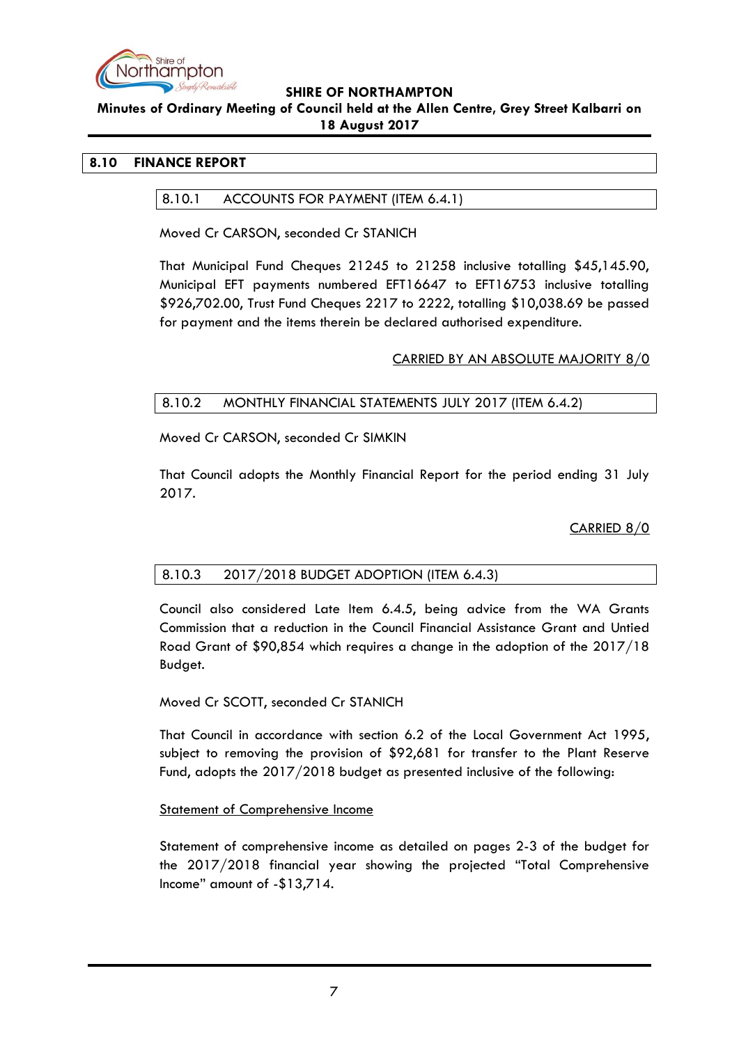## 8.10 FINANCE REPORT

### 8.10.1 ACCOUNTS FOR PAYMENT (ITEM 6.4.1)

Moved Cr CARSON, seconded Cr STANICH

That Municipal Fund Cheques 21245 to 21258 inclusive totalling $45,145.90, Municipal EFT payments numbered EFT16647 to EFT16753 inclusive totalling $926,702.00, Trust Fund Cheques 2217 to 2222, totalling $10,038.69 be passed for payment and the items therein be declared authorised expenditure.

<u>CARRIED BY AN ABSOLUTE MAJORITY 8/0</u>

### 8.10.2 MONTHLY FINANCIAL STATEMENTS JULY 2017 (ITEM 6.4.2)

Moved Cr CARSON, seconded Cr SIMKIN

That Council adopts the Monthly Financial Report for the period ending 31 July 2017.

<u>CARRIED 8/0</u>

### 8.10.3 2017/2018 BUDGET ADOPTION (ITEM 6.4.3)

Council also considered Late Item 6.4.5, being advice from the WA Grants Commission that a reduction in the Council Financial Assistance Grant and Untied Road Grant of $90,854 which requires a change in the adoption of the 2017/18 Budget.

Moved Cr SCOTT, seconded Cr STANICH

That Council in accordance with section 6.2 of the Local Government Act 1995, subject to removing the provision of $92,681 for transfer to the Plant Reserve Fund, adopts the 2017/2018 budget as presented inclusive of the following:

<u>Statement of Comprehensive Income</u>

Statement of comprehensive income as detailed on pages 2-3 of the budget for the 2017/2018 financial year showing the projected "Total Comprehensive Income" amount of -$13,714.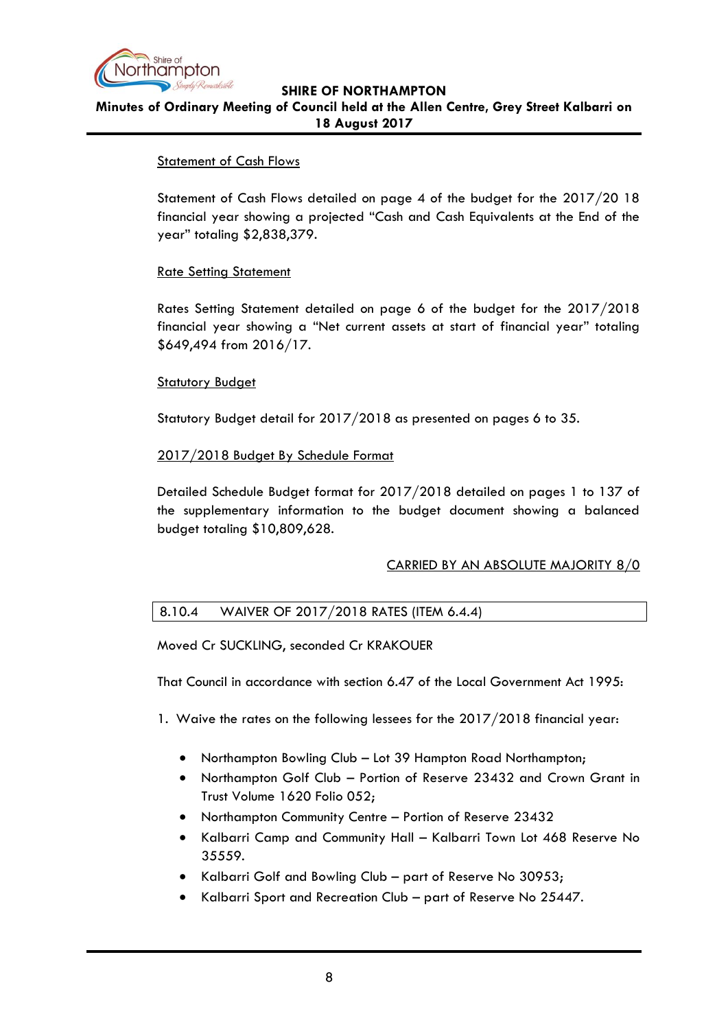Statement of Cash Flows

Statement of Cash Flows detailed on page 4 of the budget for the 2017/20 18 financial year showing a projected "Cash and Cash Equivalents at the End of the year" totaling $2,838,379.

Rate Setting Statement

Rates Setting Statement detailed on page 6 of the budget for the 2017/2018 financial year showing a "Net current assets at start of financial year" totaling $649,494 from 2016/17.

Statutory Budget

Statutory Budget detail for 2017/2018 as presented on pages 6 to 35.

2017/2018 Budget By Schedule Format

Detailed Schedule Budget format for 2017/2018 detailed on pages 1 to 137 of the supplementary information to the budget document showing a balanced budget totaling $10,809,628.

CARRIED BY AN ABSOLUTE MAJORITY 8/0

## 8.10.4 WAIVER OF 2017/2018 RATES (ITEM 6.4.4)

Moved Cr SUCKLING, seconded Cr KRAKOUER

That Council in accordance with section 6.47 of the Local Government Act 1995:

1. Waive the rates on the following lessees for the 2017/2018 financial year:

    - Northampton Bowling Club – Lot 39 Hampton Road Northampton;
    - Northampton Golf Club – Portion of Reserve 23432 and Crown Grant in Trust Volume 1620 Folio 052;
    - Northampton Community Centre – Portion of Reserve 23432
    - Kalbarri Camp and Community Hall – Kalbarri Town Lot 468 Reserve No 35559.
    - Kalbarri Golf and Bowling Club – part of Reserve No 30953;
    - Kalbarri Sport and Recreation Club – part of Reserve No 25447.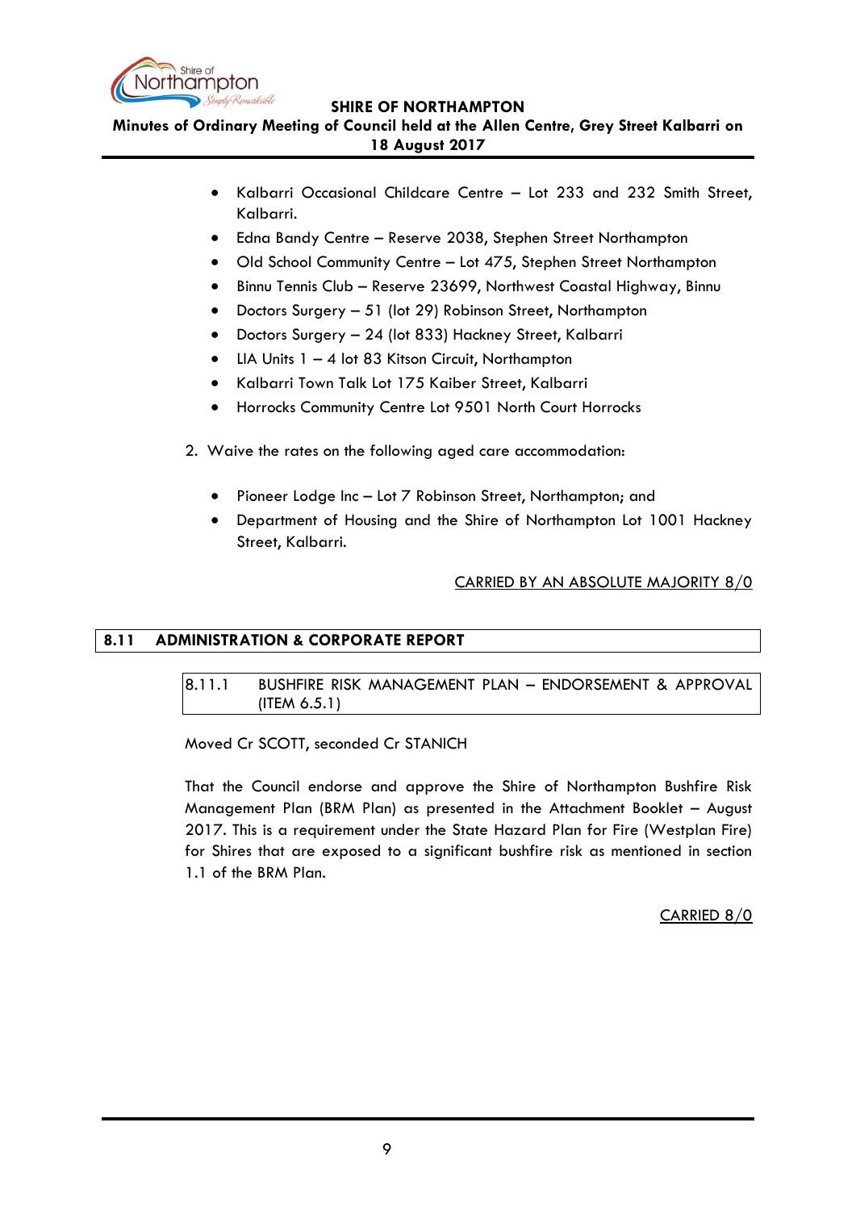- Kalbarri Occasional Childcare Centre – Lot 233 and 232 Smith Street, Kalbarri.
- Edna Bandy Centre – Reserve 2038, Stephen Street Northampton
- Old School Community Centre – Lot 475, Stephen Street Northampton
- Binnu Tennis Club – Reserve 23699, Northwest Coastal Highway, Binnu
- Doctors Surgery – 51 (lot 29) Robinson Street, Northampton
- Doctors Surgery – 24 (lot 833) Hackney Street, Kalbarri
- LIA Units 1 – 4 lot 83 Kitson Circuit, Northampton
- Kalbarri Town Talk Lot 175 Kaiber Street, Kalbarri
- Horrocks Community Centre Lot 9501 North Court Horrocks

2. Waive the rates on the following aged care accommodation:

- Pioneer Lodge Inc – Lot 7 Robinson Street, Northampton; and
- Department of Housing and the Shire of Northampton Lot 1001 Hackney Street, Kalbarri.

CARRIED BY AN ABSOLUTE MAJORITY 8/0

## 8.11 ADMINISTRATION & CORPORATE REPORT

### 8.11.1 BUSHFIRE RISK MANAGEMENT PLAN – ENDORSEMENT & APPROVAL (ITEM 6.5.1)

Moved Cr SCOTT, seconded Cr STANICH

That the Council endorse and approve the Shire of Northampton Bushfire Risk Management Plan (BRM Plan) as presented in the Attachment Booklet – August 2017. This is a requirement under the State Hazard Plan for Fire (Westplan Fire) for Shires that are exposed to a significant bushfire risk as mentioned in section 1.1 of the BRM Plan.

CARRIED 8/0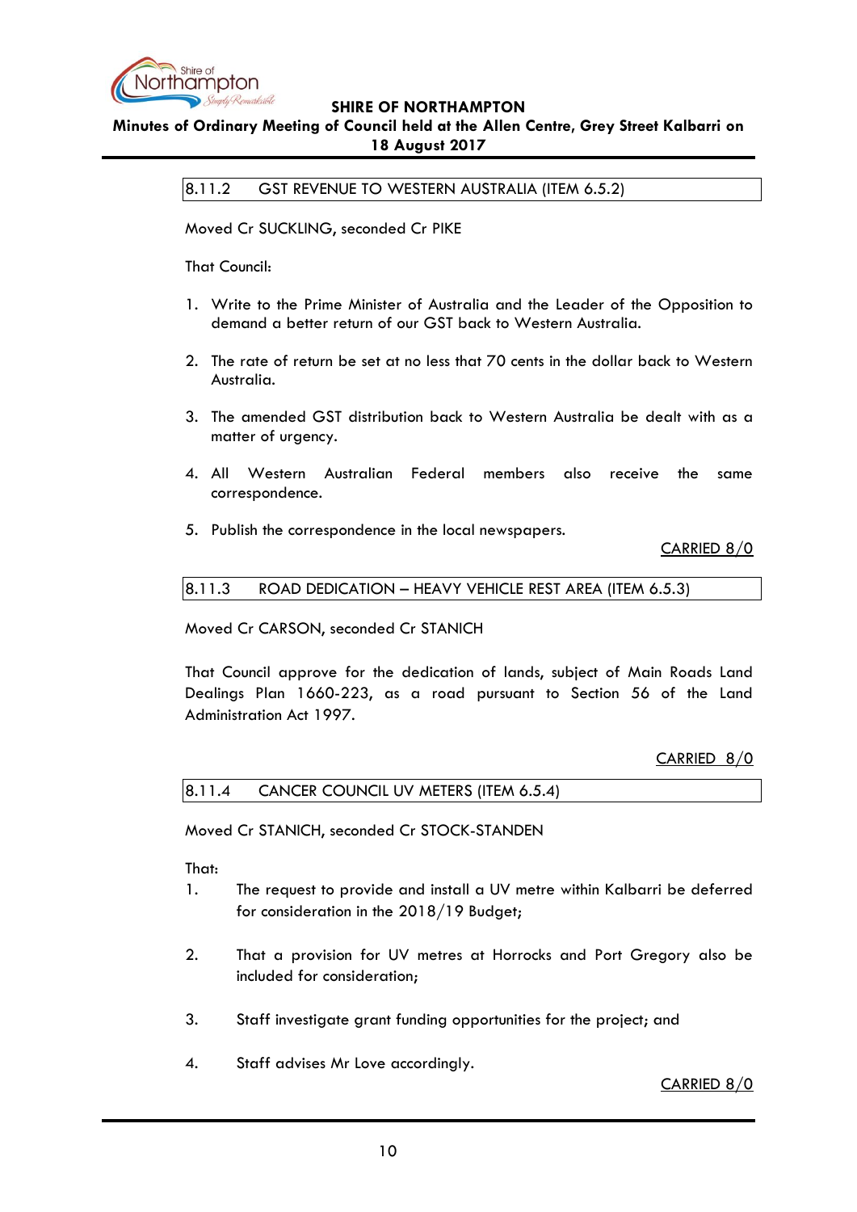### 8.11.2 GST REVENUE TO WESTERN AUSTRALIA (ITEM 6.5.2)

Moved Cr SUCKLING, seconded Cr PIKE

That Council:

1. Write to the Prime Minister of Australia and the Leader of the Opposition to demand a better return of our GST back to Western Australia.

2. The rate of return be set at no less that 70 cents in the dollar back to Western Australia.

3. The amended GST distribution back to Western Australia be dealt with as a matter of urgency.

4. All Western Australian Federal members also receive the same correspondence.

5. Publish the correspondence in the local newspapers.

CARRIED 8/0

### 8.11.3 ROAD DEDICATION – HEAVY VEHICLE REST AREA (ITEM 6.5.3)

Moved Cr CARSON, seconded Cr STANICH

That Council approve for the dedication of lands, subject of Main Roads Land Dealings Plan 1660-223, as a road pursuant to Section 56 of the Land Administration Act 1997.

CARRIED 8/0

### 8.11.4 CANCER COUNCIL UV METERS (ITEM 6.5.4)

Moved Cr STANICH, seconded Cr STOCK-STANDEN

That:

1. The request to provide and install a UV metre within Kalbarri be deferred for consideration in the 2018/19 Budget;

2. That a provision for UV metres at Horrocks and Port Gregory also be included for consideration;

3. Staff investigate grant funding opportunities for the project; and

4. Staff advises Mr Love accordingly.

CARRIED 8/0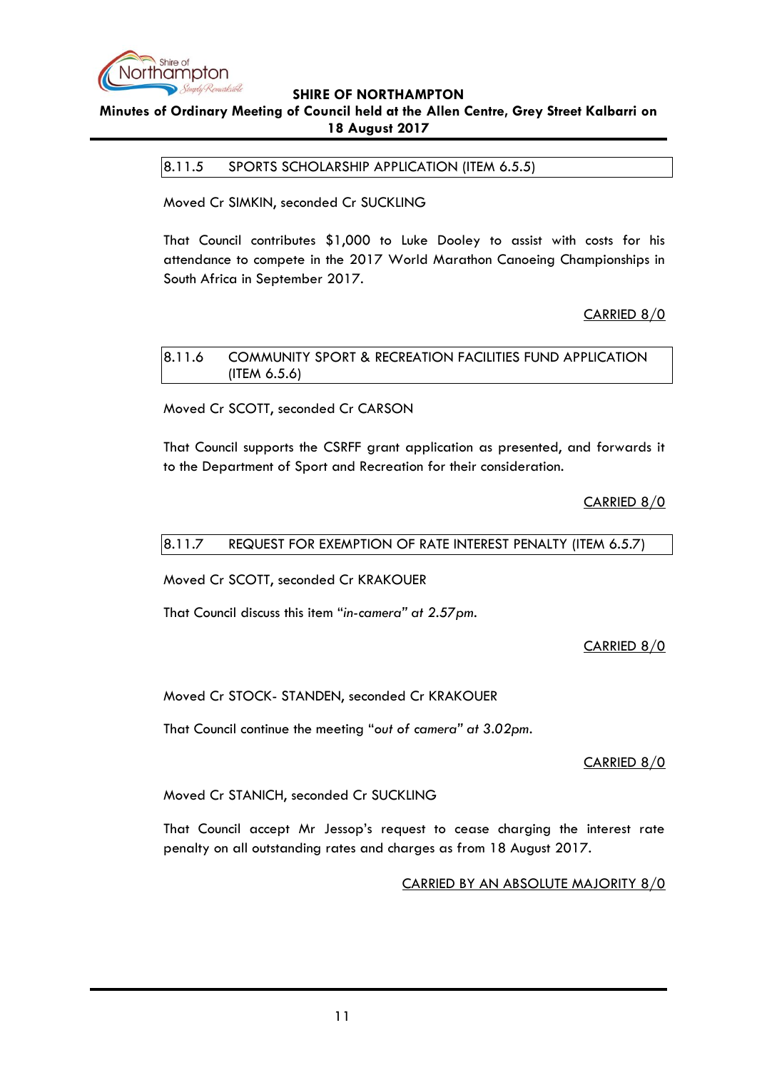### 8.11.5 SPORTS SCHOLARSHIP APPLICATION (ITEM 6.5.5)

Moved Cr SIMKIN, seconded Cr SUCKLING

That Council contributes $1,000 to Luke Dooley to assist with costs for his attendance to compete in the 2017 World Marathon Canoeing Championships in South Africa in September 2017.

CARRIED 8/0

### 8.11.6 COMMUNITY SPORT & RECREATION FACILITIES FUND APPLICATION (ITEM 6.5.6)

Moved Cr SCOTT, seconded Cr CARSON

That Council supports the CSRFF grant application as presented, and forwards it to the Department of Sport and Recreation for their consideration.

CARRIED 8/0

### 8.11.7 REQUEST FOR EXEMPTION OF RATE INTEREST PENALTY (ITEM 6.5.7)

Moved Cr SCOTT, seconded Cr KRAKOUER

That Council discuss this item "*in-camera*" *at 2.57pm*.

CARRIED 8/0

Moved Cr STOCK- STANDEN, seconded Cr KRAKOUER

That Council continue the meeting "*out of camera*" *at 3.02pm*.

CARRIED 8/0

Moved Cr STANICH, seconded Cr SUCKLING

That Council accept Mr Jessop's request to cease charging the interest rate penalty on all outstanding rates and charges as from 18 August 2017.

CARRIED BY AN ABSOLUTE MAJORITY 8/0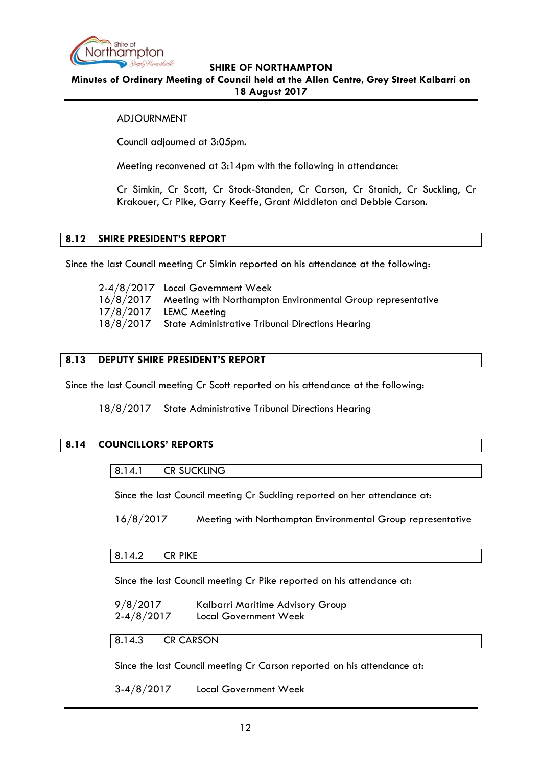ADJOURNMENT

Council adjourned at 3:05pm.

Meeting reconvened at 3:14pm with the following in attendance:

Cr Simkin, Cr Scott, Cr Stock-Standen, Cr Carson, Cr Stanich, Cr Suckling, Cr Krakouer, Cr Pike, Garry Keeffe, Grant Middleton and Debbie Carson.

## 8.12 SHIRE PRESIDENT'S REPORT

Since the last Council meeting Cr Simkin reported on his attendance at the following:

2-4/8/2017 Local Government Week
16/8/2017 Meeting with Northampton Environmental Group representative
17/8/2017 LEMC Meeting
18/8/2017 State Administrative Tribunal Directions Hearing

## 8.13 DEPUTY SHIRE PRESIDENT'S REPORT

Since the last Council meeting Cr Scott reported on his attendance at the following:

18/8/2017 State Administrative Tribunal Directions Hearing

## 8.14 COUNCILLORS' REPORTS

### 8.14.1 CR SUCKLING

Since the last Council meeting Cr Suckling reported on her attendance at:

16/8/2017 Meeting with Northampton Environmental Group representative

### 8.14.2 CR PIKE

Since the last Council meeting Cr Pike reported on his attendance at:

9/8/2017 Kalbarri Maritime Advisory Group
2-4/8/2017 Local Government Week

### 8.14.3 CR CARSON

Since the last Council meeting Cr Carson reported on his attendance at:

3-4/8/2017 Local Government Week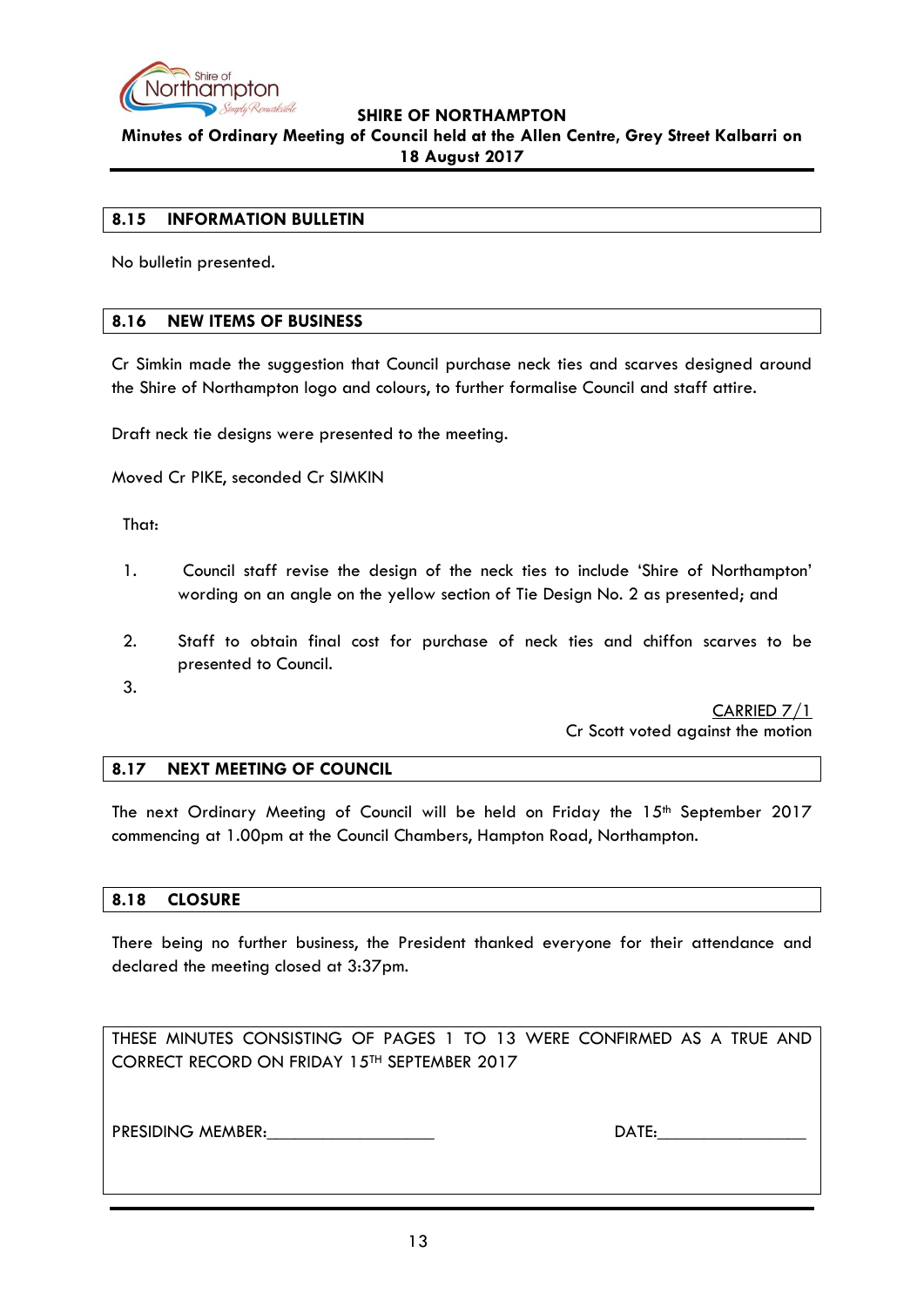## 8.15 INFORMATION BULLETIN

No bulletin presented.

## 8.16 NEW ITEMS OF BUSINESS

Cr Simkin made the suggestion that Council purchase neck ties and scarves designed around the Shire of Northampton logo and colours, to further formalise Council and staff attire.

Draft neck tie designs were presented to the meeting.

Moved Cr PIKE, seconded Cr SIMKIN

That:

1. Council staff revise the design of the neck ties to include 'Shire of Northampton' wording on an angle on the yellow section of Tie Design No. 2 as presented; and

2. Staff to obtain final cost for purchase of neck ties and chiffon scarves to be presented to Council.

3.

<u>CARRIED 7/1</u>
Cr Scott voted against the motion

## 8.17 NEXT MEETING OF COUNCIL

The next Ordinary Meeting of Council will be held on Friday the 15th September 2017 commencing at 1.00pm at the Council Chambers, Hampton Road, Northampton.

## 8.18 CLOSURE

There being no further business, the President thanked everyone for their attendance and declared the meeting closed at 3:37pm.

THESE MINUTES CONSISTING OF PAGES 1 TO 13 WERE CONFIRMED AS A TRUE AND CORRECT RECORD ON FRIDAY 15TH SEPTEMBER 2017

PRESIDING MEMBER:___________________ DATE:_________________